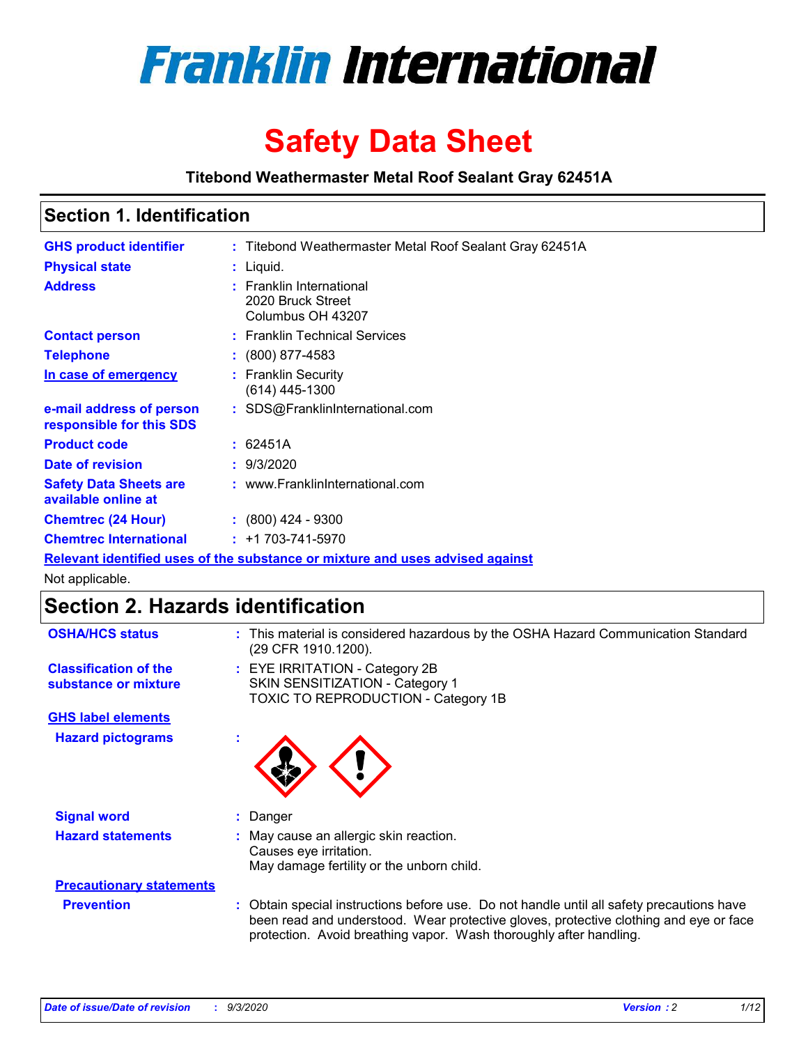# Franklin International

# Safety Data Sheet

**Titebond Weathermaster Metal Roof Sealant Gray 62451A**

## Section 1. Identification

**GHS product identifier** : Titebond Weathermaster Metal Roof Sealant Gray 62451A

**Physical state** : Liquid.

**Address** : Franklin International
2020 Bruck Street
Columbus OH 43207

**Contact person** : Franklin Technical Services

**Telephone** : (800) 877-4583

**In case of emergency** : Franklin Security
(614) 445-1300

**e-mail address of person responsible for this SDS** : SDS@FranklinInternational.com

**Product code** : 62451A

**Date of revision** : 9/3/2020

**Safety Data Sheets are available online at** : www.FranklinInternational.com

**Chemtrec (24 Hour)** : (800) 424 - 9300

**Chemtrec International** : +1 703-741-5970

**Relevant identified uses of the substance or mixture and uses advised against**

Not applicable.

## Section 2. Hazards identification

**OSHA/HCS status** : This material is considered hazardous by the OSHA Hazard Communication Standard (29 CFR 1910.1200).

**Classification of the substance or mixture** : EYE IRRITATION - Category 2B
SKIN SENSITIZATION - Category 1
TOXIC TO REPRODUCTION - Category 1B

**GHS label elements**

**Hazard pictograms** :

**Signal word** : Danger

**Hazard statements** : May cause an allergic skin reaction.
Causes eye irritation.
May damage fertility or the unborn child.

**Precautionary statements**

**Prevention** : Obtain special instructions before use. Do not handle until all safety precautions have been read and understood. Wear protective gloves, protective clothing and eye or face protection. Avoid breathing vapor. Wash thoroughly after handling.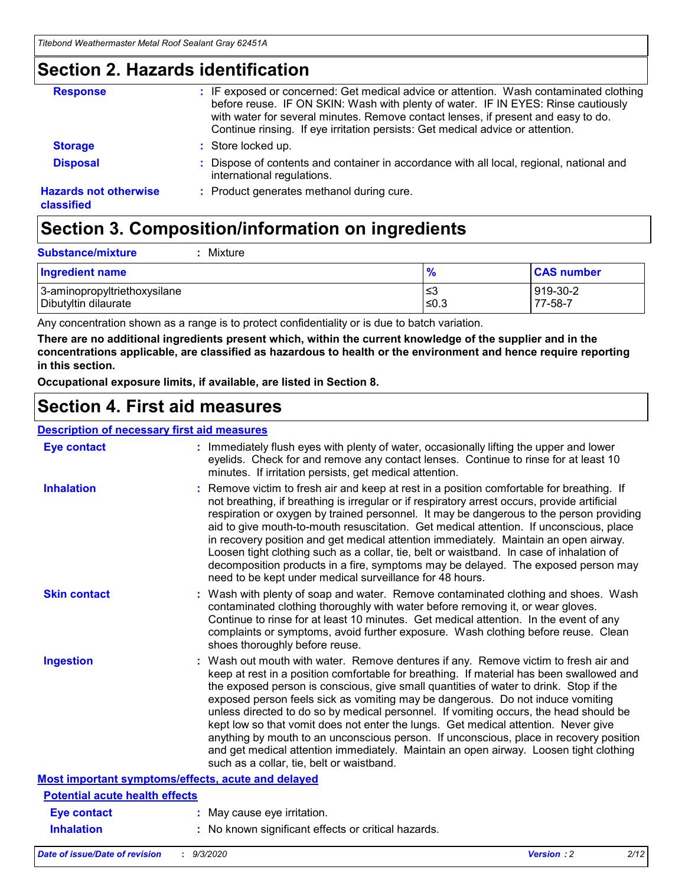## Section 2. Hazards identification

**Response** : IF exposed or concerned: Get medical advice or attention. Wash contaminated clothing before reuse. IF ON SKIN: Wash with plenty of water. IF IN EYES: Rinse cautiously with water for several minutes. Remove contact lenses, if present and easy to do. Continue rinsing. If eye irritation persists: Get medical advice or attention.

**Storage** : Store locked up.

**Disposal** : Dispose of contents and container in accordance with all local, regional, national and international regulations.

**Hazards not otherwise classified** : Product generates methanol during cure.

## Section 3. Composition/information on ingredients

**Substance/mixture** : Mixture

| Ingredient name | % | CAS number |
| --- | --- | --- |
| 3-aminopropyltriethoxysilane | ≤3 | 919-30-2 |
| Dibutyltin dilaurate | ≤0.3 | 77-58-7 |

Any concentration shown as a range is to protect confidentiality or is due to batch variation.

**There are no additional ingredients present which, within the current knowledge of the supplier and in the concentrations applicable, are classified as hazardous to health or the environment and hence require reporting in this section.**

**Occupational exposure limits, if available, are listed in Section 8.**

## Section 4. First aid measures

### Description of necessary first aid measures

**Eye contact** : Immediately flush eyes with plenty of water, occasionally lifting the upper and lower eyelids. Check for and remove any contact lenses. Continue to rinse for at least 10 minutes. If irritation persists, get medical attention.

**Inhalation** : Remove victim to fresh air and keep at rest in a position comfortable for breathing. If not breathing, if breathing is irregular or if respiratory arrest occurs, provide artificial respiration or oxygen by trained personnel. It may be dangerous to the person providing aid to give mouth-to-mouth resuscitation. Get medical attention. If unconscious, place in recovery position and get medical attention immediately. Maintain an open airway. Loosen tight clothing such as a collar, tie, belt or waistband. In case of inhalation of decomposition products in a fire, symptoms may be delayed. The exposed person may need to be kept under medical surveillance for 48 hours.

**Skin contact** : Wash with plenty of soap and water. Remove contaminated clothing and shoes. Wash contaminated clothing thoroughly with water before removing it, or wear gloves. Continue to rinse for at least 10 minutes. Get medical attention. In the event of any complaints or symptoms, avoid further exposure. Wash clothing before reuse. Clean shoes thoroughly before reuse.

**Ingestion** : Wash out mouth with water. Remove dentures if any. Remove victim to fresh air and keep at rest in a position comfortable for breathing. If material has been swallowed and the exposed person is conscious, give small quantities of water to drink. Stop if the exposed person feels sick as vomiting may be dangerous. Do not induce vomiting unless directed to do so by medical personnel. If vomiting occurs, the head should be kept low so that vomit does not enter the lungs. Get medical attention. Never give anything by mouth to an unconscious person. If unconscious, place in recovery position and get medical attention immediately. Maintain an open airway. Loosen tight clothing such as a collar, tie, belt or waistband.

### Most important symptoms/effects, acute and delayed

#### Potential acute health effects

**Eye contact** : May cause eye irritation.

**Inhalation** : No known significant effects or critical hazards.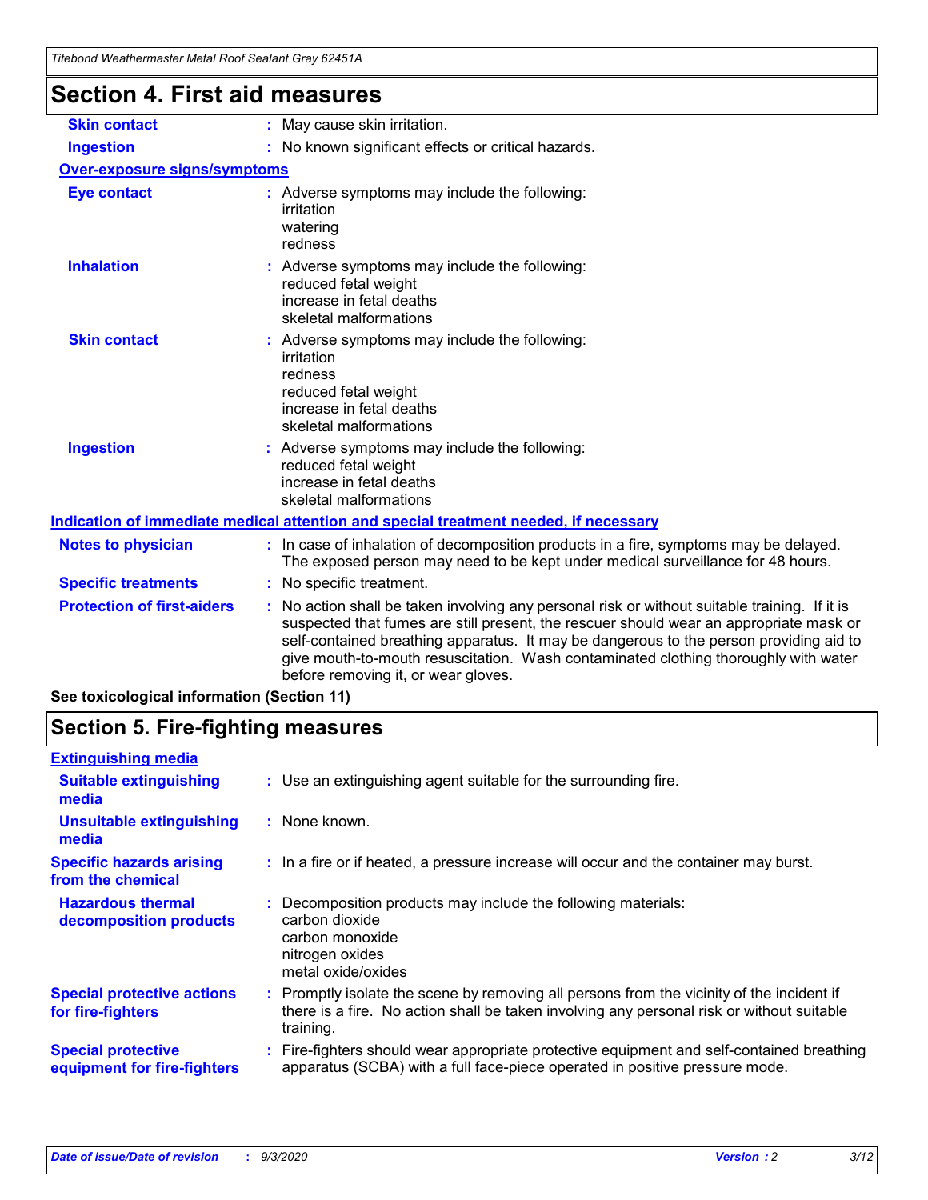# Section 4. First aid measures

| | |
|---|---|
| **Skin contact** | : May cause skin irritation. |
| **Ingestion** | : No known significant effects or critical hazards. |

**Over-exposure signs/symptoms**

| | |
|---|---|
| **Eye contact** | : Adverse symptoms may include the following:<br>irritation<br>watering<br>redness |
| **Inhalation** | : Adverse symptoms may include the following:<br>reduced fetal weight<br>increase in fetal deaths<br>skeletal malformations |
| **Skin contact** | : Adverse symptoms may include the following:<br>irritation<br>redness<br>reduced fetal weight<br>increase in fetal deaths<br>skeletal malformations |
| **Ingestion** | : Adverse symptoms may include the following:<br>reduced fetal weight<br>increase in fetal deaths<br>skeletal malformations |

**Indication of immediate medical attention and special treatment needed, if necessary**

| | |
|---|---|
| **Notes to physician** | : In case of inhalation of decomposition products in a fire, symptoms may be delayed. The exposed person may need to be kept under medical surveillance for 48 hours. |
| **Specific treatments** | : No specific treatment. |
| **Protection of first-aiders** | : No action shall be taken involving any personal risk or without suitable training. If it is suspected that fumes are still present, the rescuer should wear an appropriate mask or self-contained breathing apparatus. It may be dangerous to the person providing aid to give mouth-to-mouth resuscitation. Wash contaminated clothing thoroughly with water before removing it, or wear gloves. |

**See toxicological information (Section 11)**

# Section 5. Fire-fighting measures

**Extinguishing media**

| | |
|---|---|
| **Suitable extinguishing media** | : Use an extinguishing agent suitable for the surrounding fire. |
| **Unsuitable extinguishing media** | : None known. |
| **Specific hazards arising from the chemical** | : In a fire or if heated, a pressure increase will occur and the container may burst. |
| **Hazardous thermal decomposition products** | : Decomposition products may include the following materials:<br>carbon dioxide<br>carbon monoxide<br>nitrogen oxides<br>metal oxide/oxides |
| **Special protective actions for fire-fighters** | : Promptly isolate the scene by removing all persons from the vicinity of the incident if there is a fire. No action shall be taken involving any personal risk or without suitable training. |
| **Special protective equipment for fire-fighters** | : Fire-fighters should wear appropriate protective equipment and self-contained breathing apparatus (SCBA) with a full face-piece operated in positive pressure mode. |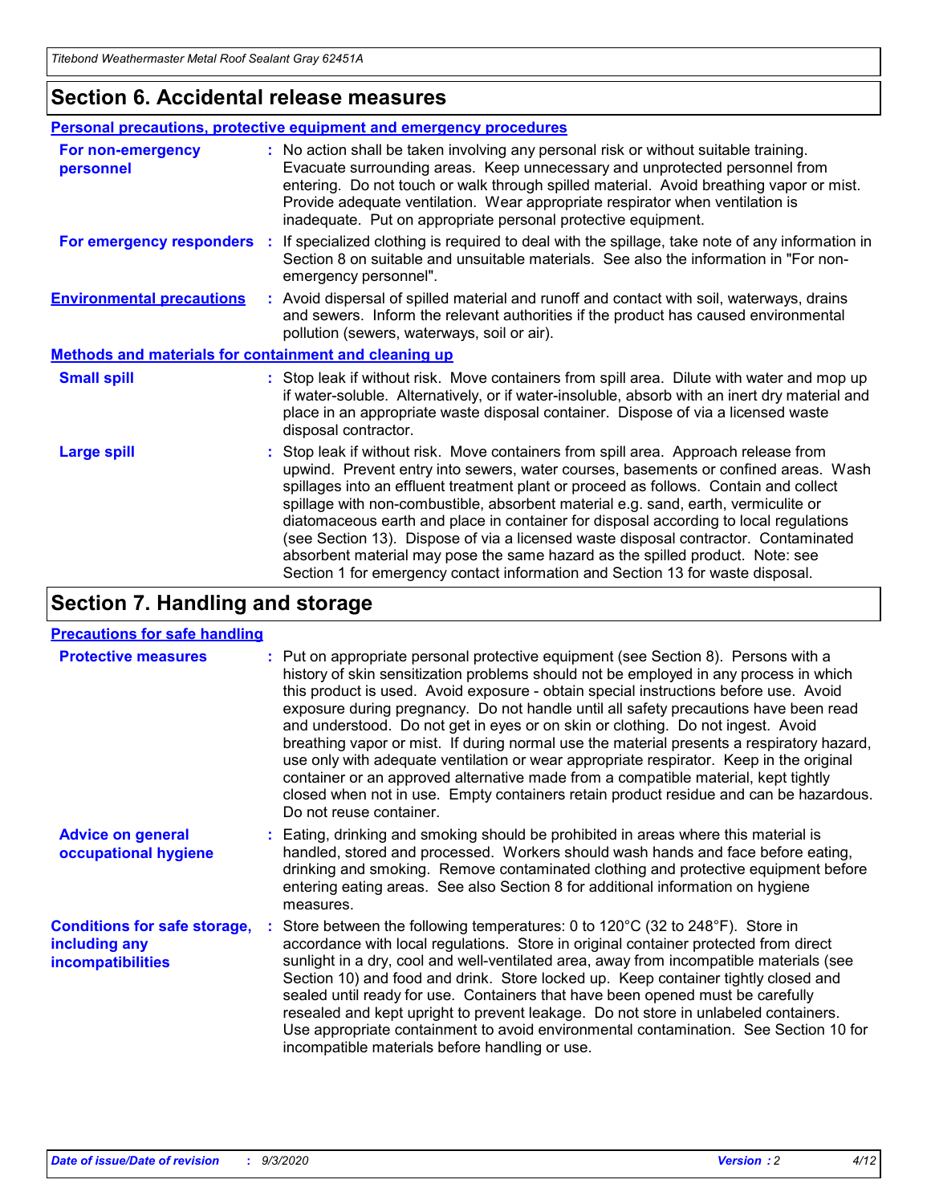## Section 6. Accidental release measures

### Personal precautions, protective equipment and emergency procedures

**For non-emergency personnel** : No action shall be taken involving any personal risk or without suitable training. Evacuate surrounding areas. Keep unnecessary and unprotected personnel from entering. Do not touch or walk through spilled material. Avoid breathing vapor or mist. Provide adequate ventilation. Wear appropriate respirator when ventilation is inadequate. Put on appropriate personal protective equipment.

**For emergency responders** : If specialized clothing is required to deal with the spillage, take note of any information in Section 8 on suitable and unsuitable materials. See also the information in "For non-emergency personnel".

**Environmental precautions** : Avoid dispersal of spilled material and runoff and contact with soil, waterways, drains and sewers. Inform the relevant authorities if the product has caused environmental pollution (sewers, waterways, soil or air).

### Methods and materials for containment and cleaning up

**Small spill** : Stop leak if without risk. Move containers from spill area. Dilute with water and mop up if water-soluble. Alternatively, or if water-insoluble, absorb with an inert dry material and place in an appropriate waste disposal container. Dispose of via a licensed waste disposal contractor.

**Large spill** : Stop leak if without risk. Move containers from spill area. Approach release from upwind. Prevent entry into sewers, water courses, basements or confined areas. Wash spillages into an effluent treatment plant or proceed as follows. Contain and collect spillage with non-combustible, absorbent material e.g. sand, earth, vermiculite or diatomaceous earth and place in container for disposal according to local regulations (see Section 13). Dispose of via a licensed waste disposal contractor. Contaminated absorbent material may pose the same hazard as the spilled product. Note: see Section 1 for emergency contact information and Section 13 for waste disposal.

## Section 7. Handling and storage

### Precautions for safe handling

**Protective measures** : Put on appropriate personal protective equipment (see Section 8). Persons with a history of skin sensitization problems should not be employed in any process in which this product is used. Avoid exposure - obtain special instructions before use. Avoid exposure during pregnancy. Do not handle until all safety precautions have been read and understood. Do not get in eyes or on skin or clothing. Do not ingest. Avoid breathing vapor or mist. If during normal use the material presents a respiratory hazard, use only with adequate ventilation or wear appropriate respirator. Keep in the original container or an approved alternative made from a compatible material, kept tightly closed when not in use. Empty containers retain product residue and can be hazardous. Do not reuse container.

**Advice on general occupational hygiene** : Eating, drinking and smoking should be prohibited in areas where this material is handled, stored and processed. Workers should wash hands and face before eating, drinking and smoking. Remove contaminated clothing and protective equipment before entering eating areas. See also Section 8 for additional information on hygiene measures.

**Conditions for safe storage, including any incompatibilities** : Store between the following temperatures: 0 to 120°C (32 to 248°F). Store in accordance with local regulations. Store in original container protected from direct sunlight in a dry, cool and well-ventilated area, away from incompatible materials (see Section 10) and food and drink. Store locked up. Keep container tightly closed and sealed until ready for use. Containers that have been opened must be carefully resealed and kept upright to prevent leakage. Do not store in unlabeled containers. Use appropriate containment to avoid environmental contamination. See Section 10 for incompatible materials before handling or use.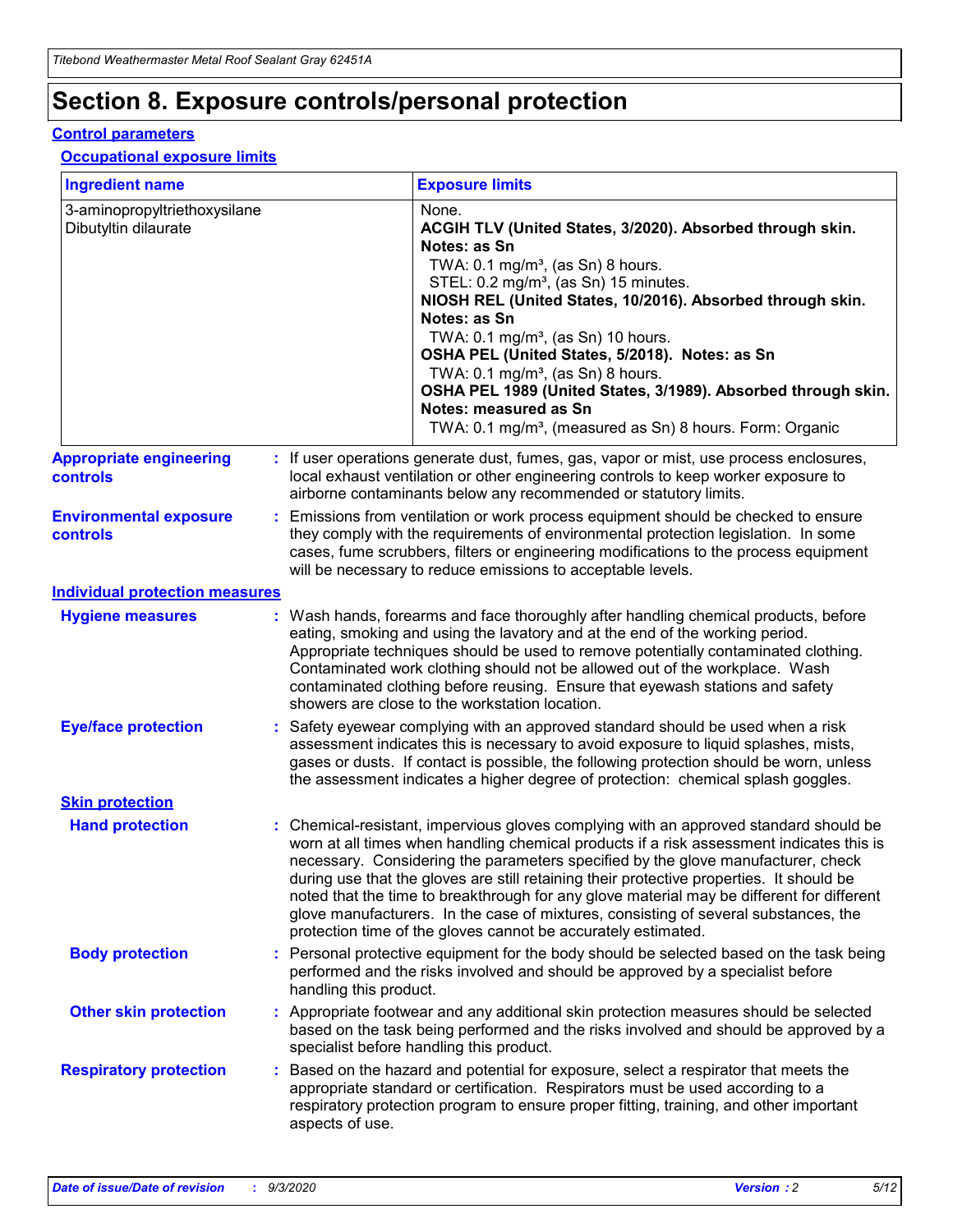# Section 8. Exposure controls/personal protection

## Control parameters

### Occupational exposure limits

| Ingredient name | Exposure limits |
|---|---|
| 3-aminopropyltriethoxysilane | None. |
| Dibutyltin dilaurate | **ACGIH TLV (United States, 3/2020). Absorbed through skin. Notes: as Sn**<br>TWA: 0.1 mg/m³, (as Sn) 8 hours.<br>STEL: 0.2 mg/m³, (as Sn) 15 minutes.<br>**NIOSH REL (United States, 10/2016). Absorbed through skin. Notes: as Sn**<br>TWA: 0.1 mg/m³, (as Sn) 10 hours.<br>**OSHA PEL (United States, 5/2018). Notes: as Sn**<br>TWA: 0.1 mg/m³, (as Sn) 8 hours.<br>**OSHA PEL 1989 (United States, 3/1989). Absorbed through skin. Notes: measured as Sn**<br>TWA: 0.1 mg/m³, (measured as Sn) 8 hours. Form: Organic |

**Appropriate engineering controls** : If user operations generate dust, fumes, gas, vapor or mist, use process enclosures, local exhaust ventilation or other engineering controls to keep worker exposure to airborne contaminants below any recommended or statutory limits.

**Environmental exposure controls** : Emissions from ventilation or work process equipment should be checked to ensure they comply with the requirements of environmental protection legislation. In some cases, fume scrubbers, filters or engineering modifications to the process equipment will be necessary to reduce emissions to acceptable levels.

## Individual protection measures

**Hygiene measures** : Wash hands, forearms and face thoroughly after handling chemical products, before eating, smoking and using the lavatory and at the end of the working period. Appropriate techniques should be used to remove potentially contaminated clothing. Contaminated work clothing should not be allowed out of the workplace. Wash contaminated clothing before reusing. Ensure that eyewash stations and safety showers are close to the workstation location.

**Eye/face protection** : Safety eyewear complying with an approved standard should be used when a risk assessment indicates this is necessary to avoid exposure to liquid splashes, mists, gases or dusts. If contact is possible, the following protection should be worn, unless the assessment indicates a higher degree of protection: chemical splash goggles.

### Skin protection

**Hand protection** : Chemical-resistant, impervious gloves complying with an approved standard should be worn at all times when handling chemical products if a risk assessment indicates this is necessary. Considering the parameters specified by the glove manufacturer, check during use that the gloves are still retaining their protective properties. It should be noted that the time to breakthrough for any glove material may be different for different glove manufacturers. In the case of mixtures, consisting of several substances, the protection time of the gloves cannot be accurately estimated.

**Body protection** : Personal protective equipment for the body should be selected based on the task being performed and the risks involved and should be approved by a specialist before handling this product.

**Other skin protection** : Appropriate footwear and any additional skin protection measures should be selected based on the task being performed and the risks involved and should be approved by a specialist before handling this product.

**Respiratory protection** : Based on the hazard and potential for exposure, select a respirator that meets the appropriate standard or certification. Respirators must be used according to a respiratory protection program to ensure proper fitting, training, and other important aspects of use.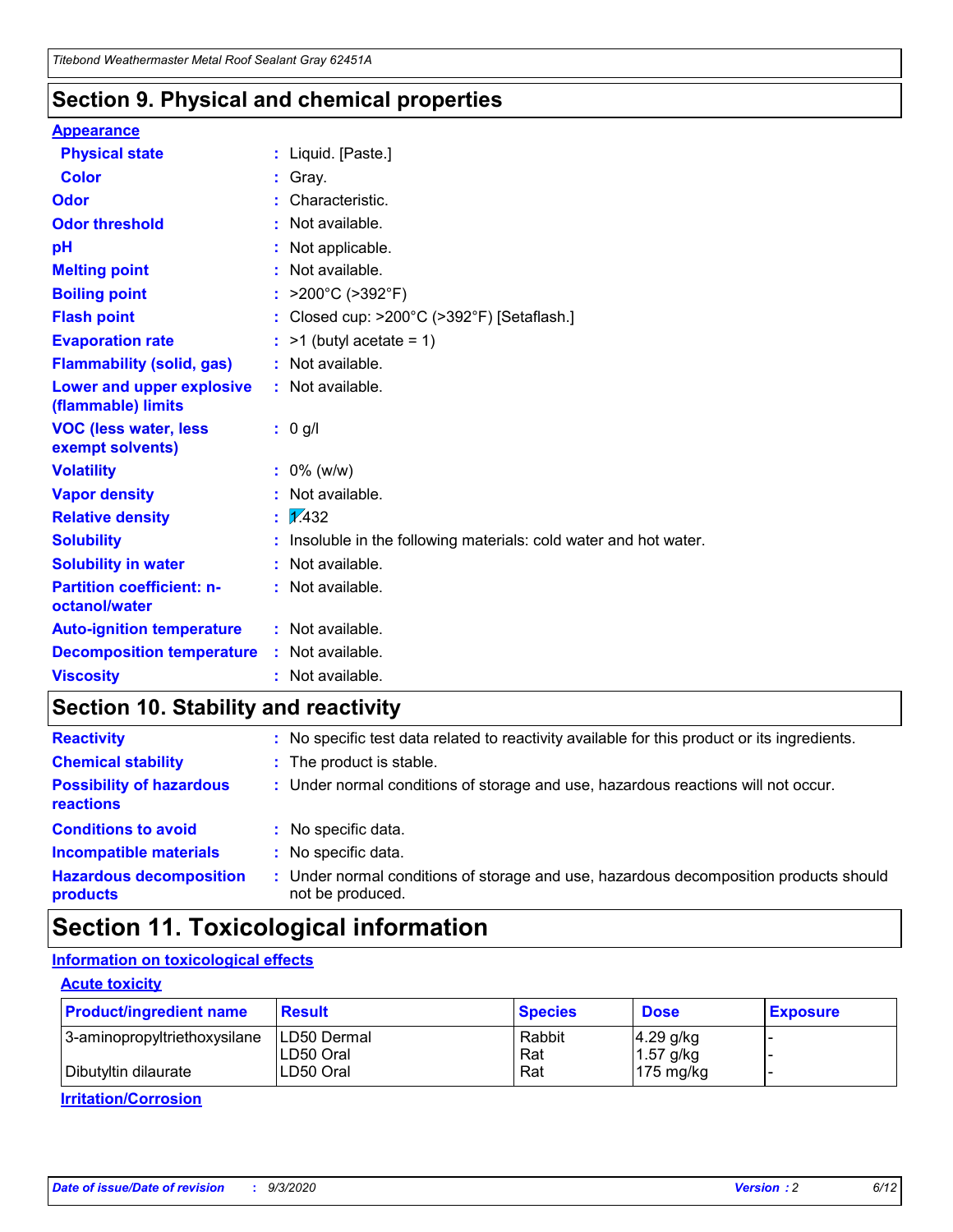## Section 9. Physical and chemical properties

**Appearance**

| | |
|---|---|
| **Physical state** | : Liquid. [Paste.] |
| **Color** | : Gray. |
| **Odor** | : Characteristic. |
| **Odor threshold** | : Not available. |
| **pH** | : Not applicable. |
| **Melting point** | : Not available. |
| **Boiling point** | : >200°C (>392°F) |
| **Flash point** | : Closed cup: >200°C (>392°F) [Setaflash.] |
| **Evaporation rate** | : >1 (butyl acetate = 1) |
| **Flammability (solid, gas)** | : Not available. |
| **Lower and upper explosive (flammable) limits** | : Not available. |
| **VOC (less water, less exempt solvents)** | : 0 g/l |
| **Volatility** | : 0% (w/w) |
| **Vapor density** | : Not available. |
| **Relative density** | : 1.432 |
| **Solubility** | : Insoluble in the following materials: cold water and hot water. |
| **Solubility in water** | : Not available. |
| **Partition coefficient: n-octanol/water** | : Not available. |
| **Auto-ignition temperature** | : Not available. |
| **Decomposition temperature** | : Not available. |
| **Viscosity** | : Not available. |

## Section 10. Stability and reactivity

| | |
|---|---|
| **Reactivity** | : No specific test data related to reactivity available for this product or its ingredients. |
| **Chemical stability** | : The product is stable. |
| **Possibility of hazardous reactions** | : Under normal conditions of storage and use, hazardous reactions will not occur. |
| **Conditions to avoid** | : No specific data. |
| **Incompatible materials** | : No specific data. |
| **Hazardous decomposition products** | : Under normal conditions of storage and use, hazardous decomposition products should not be produced. |

## Section 11. Toxicological information

**Information on toxicological effects**

**Acute toxicity**

| Product/ingredient name | Result | Species | Dose | Exposure |
|---|---|---|---|---|
| 3-aminopropyltriethoxysilane | LD50 Dermal | Rabbit | 4.29 g/kg | - |
| | LD50 Oral | Rat | 1.57 g/kg | - |
| Dibutyltin dilaurate | LD50 Oral | Rat | 175 mg/kg | - |

**Irritation/Corrosion**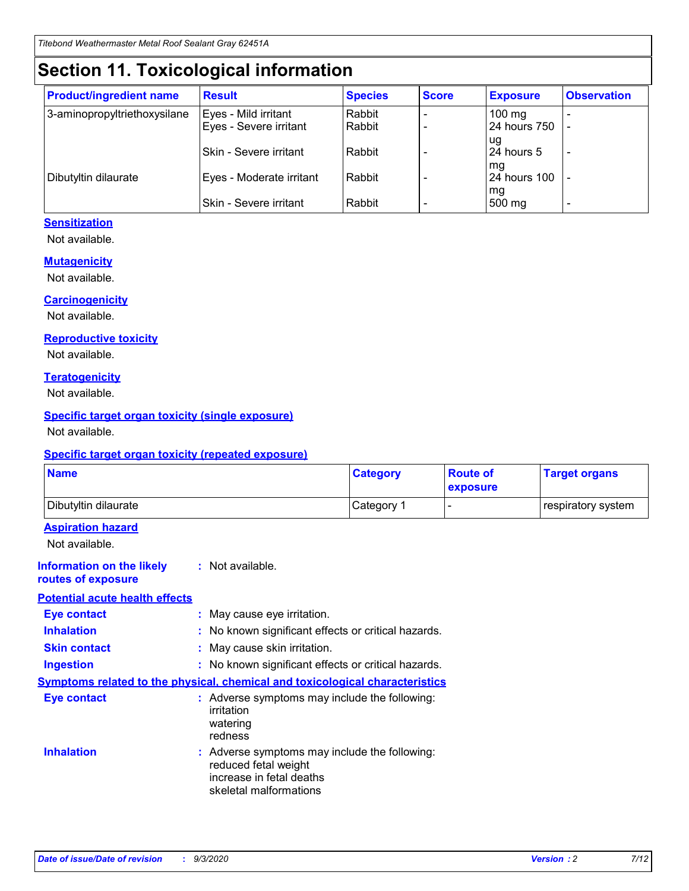# Section 11. Toxicological information

| Product/ingredient name | Result | Species | Score | Exposure | Observation |
|---|---|---|---|---|---|
| 3-aminopropyltriethoxysilane | Eyes - Mild irritant | Rabbit | - | 100 mg | - |
| | Eyes - Severe irritant | Rabbit | - | 24 hours 750 ug | - |
| | Skin - Severe irritant | Rabbit | - | 24 hours 5 mg | - |
| Dibutyltin dilaurate | Eyes - Moderate irritant | Rabbit | - | 24 hours 100 mg | - |
| | Skin - Severe irritant | Rabbit | - | 500 mg | - |

### Sensitization

Not available.

### Mutagenicity

Not available.

### Carcinogenicity

Not available.

### Reproductive toxicity

Not available.

### Teratogenicity

Not available.

### Specific target organ toxicity (single exposure)

Not available.

### Specific target organ toxicity (repeated exposure)

| Name | Category | Route of exposure | Target organs |
|---|---|---|---|
| Dibutyltin dilaurate | Category 1 | - | respiratory system |

### Aspiration hazard

Not available.

**Information on the likely routes of exposure** : Not available.

### Potential acute health effects

**Eye contact** : May cause eye irritation.

**Inhalation** : No known significant effects or critical hazards.

**Skin contact** : May cause skin irritation.

**Ingestion** : No known significant effects or critical hazards.

### Symptoms related to the physical, chemical and toxicological characteristics

**Eye contact** : Adverse symptoms may include the following:
irritation
watering
redness

**Inhalation** : Adverse symptoms may include the following:
reduced fetal weight
increase in fetal deaths
skeletal malformations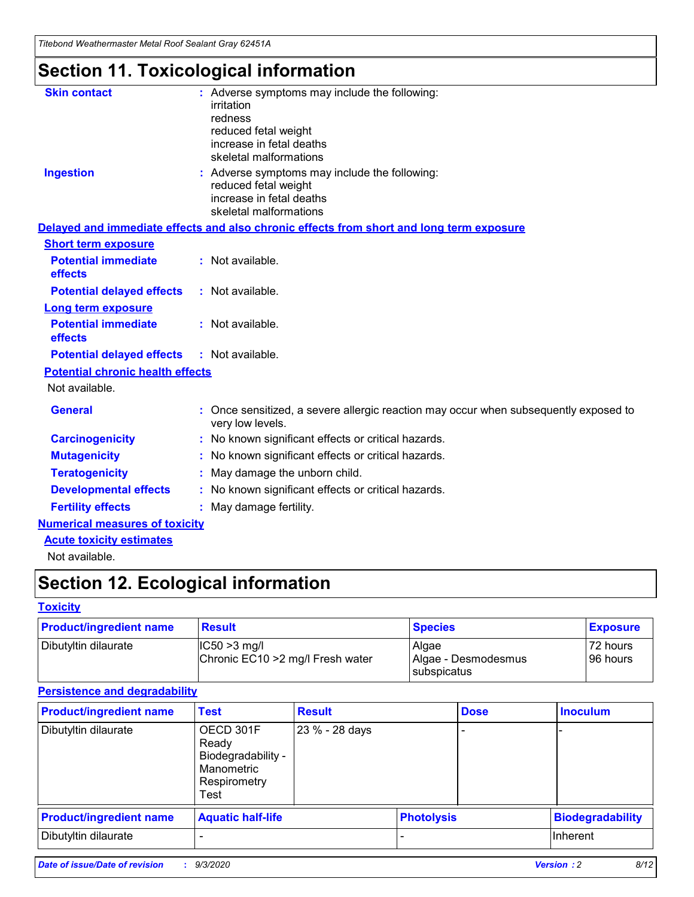# Section 11. Toxicological information

**Skin contact** : Adverse symptoms may include the following:
irritation
redness
reduced fetal weight
increase in fetal deaths
skeletal malformations

**Ingestion** : Adverse symptoms may include the following:
reduced fetal weight
increase in fetal deaths
skeletal malformations

**Delayed and immediate effects and also chronic effects from short and long term exposure**

**Short term exposure**

**Potential immediate effects** : Not available.

**Potential delayed effects** : Not available.

**Long term exposure**

**Potential immediate effects** : Not available.

**Potential delayed effects** : Not available.

**Potential chronic health effects**

Not available.

**General** : Once sensitized, a severe allergic reaction may occur when subsequently exposed to very low levels.

**Carcinogenicity** : No known significant effects or critical hazards.

**Mutagenicity** : No known significant effects or critical hazards.

**Teratogenicity** : May damage the unborn child.

**Developmental effects** : No known significant effects or critical hazards.

**Fertility effects** : May damage fertility.

**Numerical measures of toxicity**

**Acute toxicity estimates**

Not available.

# Section 12. Ecological information

**Toxicity**

| Product/ingredient name | Result | Species | Exposure |
|---|---|---|---|
| Dibutyltin dilaurate | IC50 >3 mg/l<br>Chronic EC10 >2 mg/l Fresh water | Algae<br>Algae - Desmodesmus subspicatus | 72 hours<br>96 hours |

**Persistence and degradability**

| Product/ingredient name | Test | Result | Dose | Inoculum |
|---|---|---|---|---|
| Dibutyltin dilaurate | OECD 301F Ready Biodegradability - Manometric Respirometry Test | 23 % - 28 days | - | - |

| Product/ingredient name | Aquatic half-life | Photolysis | Biodegradability |
|---|---|---|---|
| Dibutyltin dilaurate | - | - | Inherent |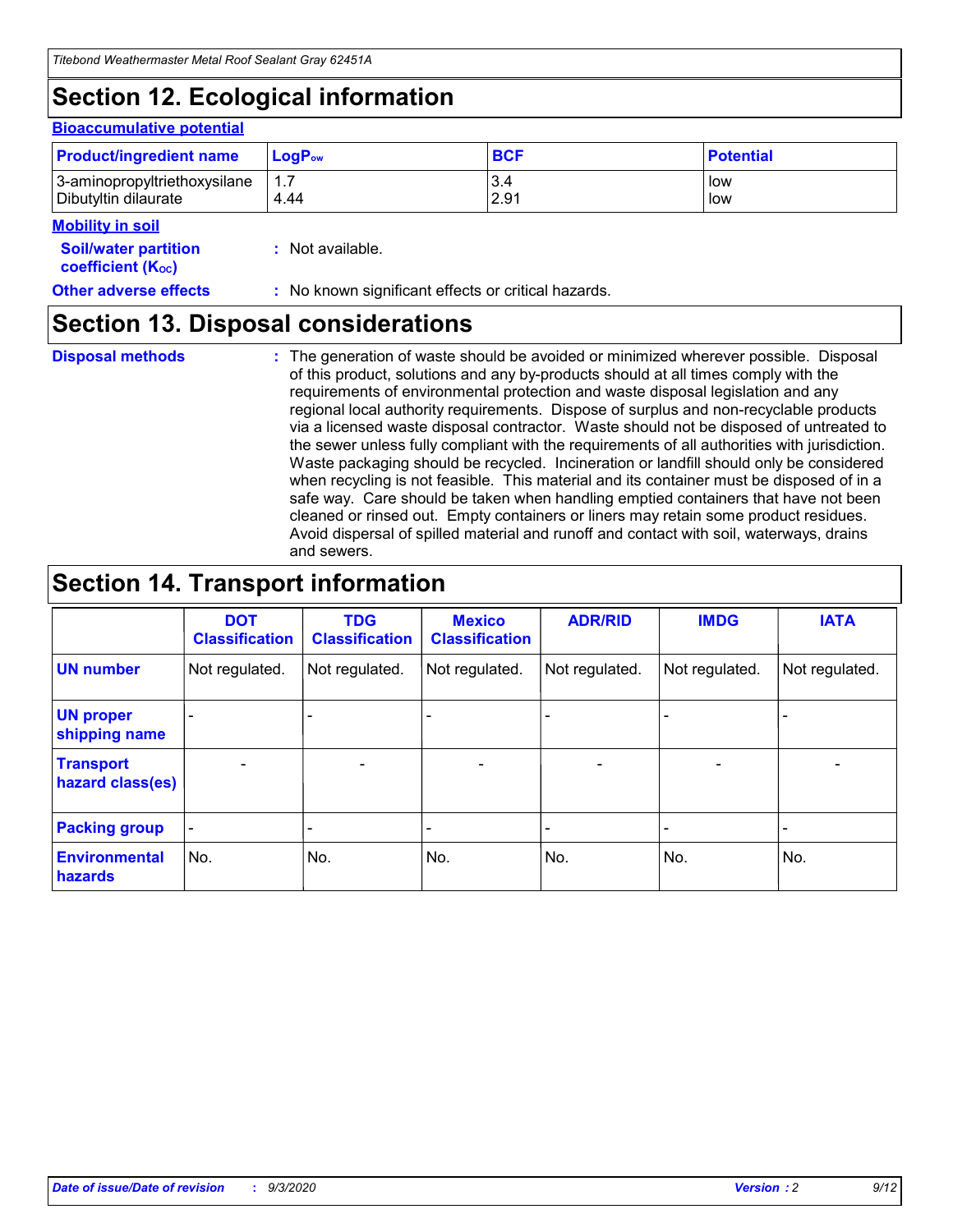## Section 12. Ecological information

### Bioaccumulative potential

| Product/ingredient name | $LogP_{ow}$ | BCF | Potential |
|---|---|---|---|
| 3-aminopropyltriethoxysilane | 1.7 | 3.4 | low |
| Dibutyltin dilaurate | 4.44 | 2.91 | low |

### Mobility in soil

**Soil/water partition coefficient ($K_{OC}$)** : Not available.

**Other adverse effects** : No known significant effects or critical hazards.

## Section 13. Disposal considerations

**Disposal methods** : The generation of waste should be avoided or minimized wherever possible. Disposal of this product, solutions and any by-products should at all times comply with the requirements of environmental protection and waste disposal legislation and any regional local authority requirements. Dispose of surplus and non-recyclable products via a licensed waste disposal contractor. Waste should not be disposed of untreated to the sewer unless fully compliant with the requirements of all authorities with jurisdiction. Waste packaging should be recycled. Incineration or landfill should only be considered when recycling is not feasible. This material and its container must be disposed of in a safe way. Care should be taken when handling emptied containers that have not been cleaned or rinsed out. Empty containers or liners may retain some product residues. Avoid dispersal of spilled material and runoff and contact with soil, waterways, drains and sewers.

## Section 14. Transport information

| | DOT Classification | TDG Classification | Mexico Classification | ADR/RID | IMDG | IATA |
|---|---|---|---|---|---|---|
| UN number | Not regulated. | Not regulated. | Not regulated. | Not regulated. | Not regulated. | Not regulated. |
| UN proper shipping name | - | - | - | - | - | - |
| Transport hazard class(es) | - | - | - | - | - | - |
| Packing group | - | - | - | - | - | - |
| Environmental hazards | No. | No. | No. | No. | No. | No. |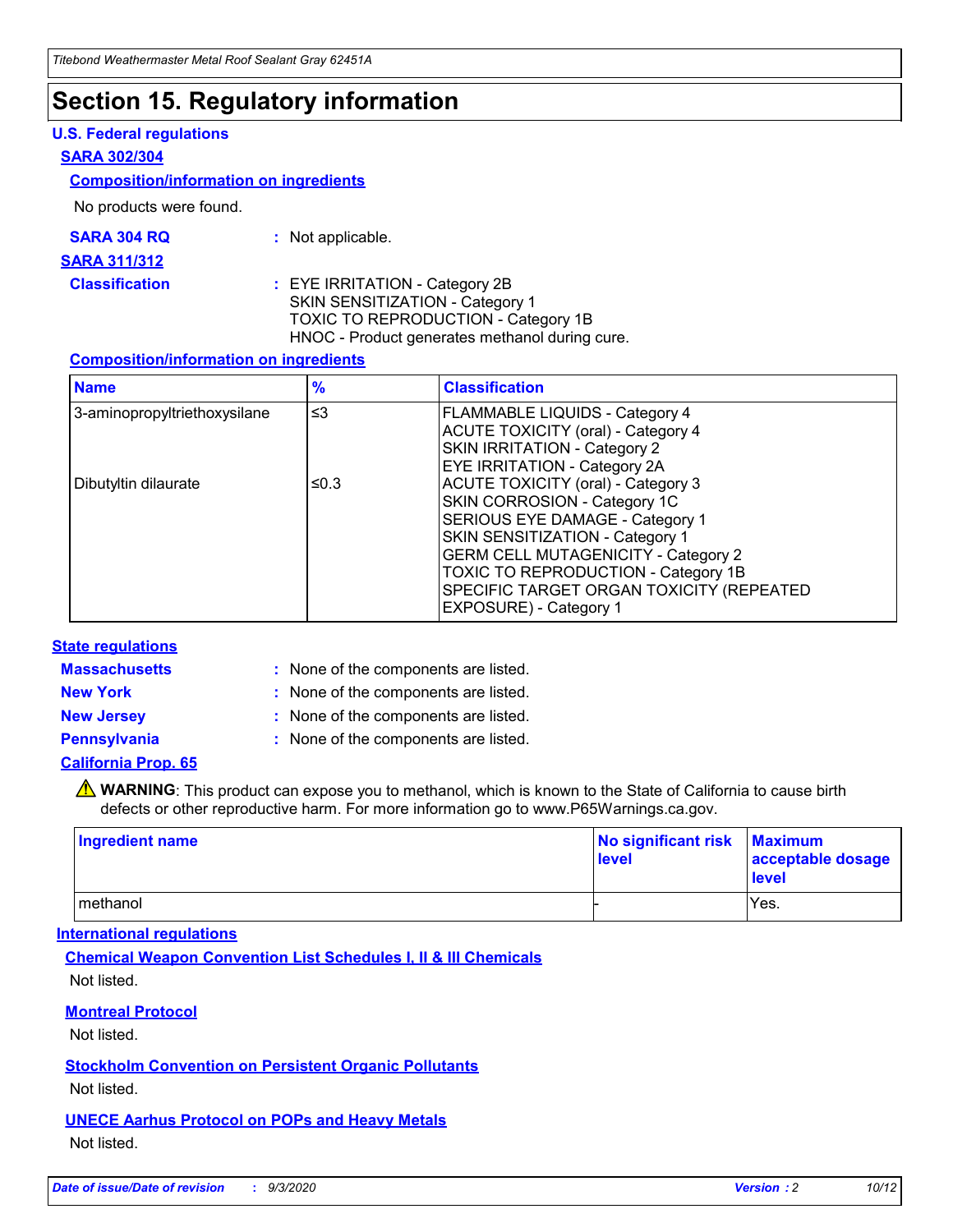# Section 15. Regulatory information

### U.S. Federal regulations

**SARA 302/304**

**Composition/information on ingredients**

No products were found.

**SARA 304 RQ** : Not applicable.

**SARA 311/312**

**Classification** : EYE IRRITATION - Category 2B
SKIN SENSITIZATION - Category 1
TOXIC TO REPRODUCTION - Category 1B
HNOC - Product generates methanol during cure.

**Composition/information on ingredients**

| Name | % | Classification |
|---|---|---|
| 3-aminopropyltriethoxysilane | ≤3 | FLAMMABLE LIQUIDS - Category 4<br>ACUTE TOXICITY (oral) - Category 4<br>SKIN IRRITATION - Category 2<br>EYE IRRITATION - Category 2A |
| Dibutyltin dilaurate | ≤0.3 | ACUTE TOXICITY (oral) - Category 3<br>SKIN CORROSION - Category 1C<br>SERIOUS EYE DAMAGE - Category 1<br>SKIN SENSITIZATION - Category 1<br>GERM CELL MUTAGENICITY - Category 2<br>TOXIC TO REPRODUCTION - Category 1B<br>SPECIFIC TARGET ORGAN TOXICITY (REPEATED EXPOSURE) - Category 1 |

### State regulations

**Massachusetts** : None of the components are listed.

**New York** : None of the components are listed.

**New Jersey** : None of the components are listed.

**Pennsylvania** : None of the components are listed.

**California Prop. 65**

⚠ **WARNING**: This product can expose you to methanol, which is known to the State of California to cause birth defects or other reproductive harm. For more information go to www.P65Warnings.ca.gov.

| Ingredient name | No significant risk level | Maximum acceptable dosage level |
|---|---|---|
| methanol | - | Yes. |

### International regulations

**Chemical Weapon Convention List Schedules I, II & III Chemicals**

Not listed.

**Montreal Protocol**

Not listed.

**Stockholm Convention on Persistent Organic Pollutants**

Not listed.

**UNECE Aarhus Protocol on POPs and Heavy Metals**

Not listed.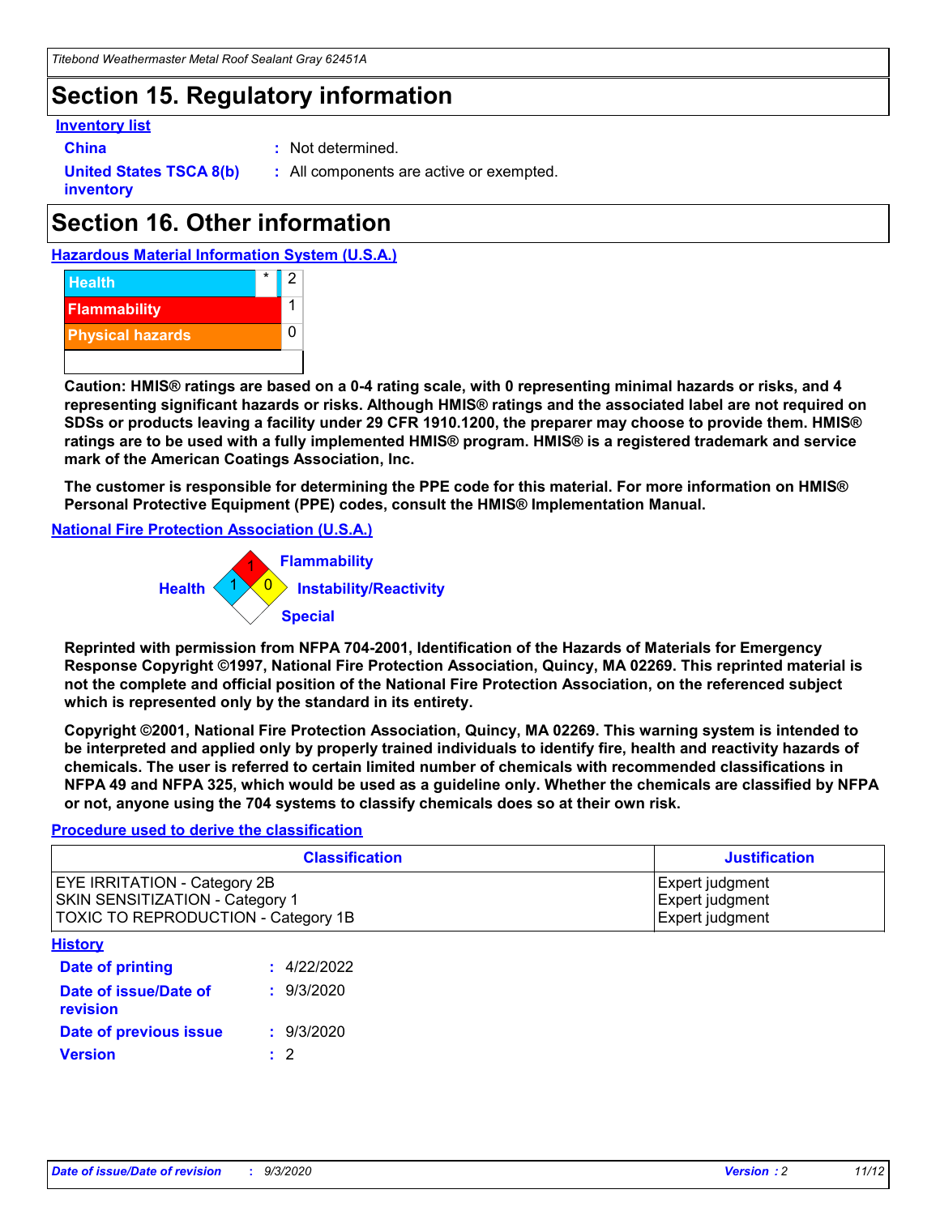## Section 15. Regulatory information

**Inventory list**

**China** : Not determined.

**United States TSCA 8(b) inventory** : All components are active or exempted.

## Section 16. Other information

**Hazardous Material Information System (U.S.A.)**

| | | |
|---|---|---|
| Health | * | 2 |
| Flammability | | 1 |
| Physical hazards | | 0 |

**Caution: HMIS® ratings are based on a 0-4 rating scale, with 0 representing minimal hazards or risks, and 4 representing significant hazards or risks. Although HMIS® ratings and the associated label are not required on SDSs or products leaving a facility under 29 CFR 1910.1200, the preparer may choose to provide them. HMIS® ratings are to be used with a fully implemented HMIS® program. HMIS® is a registered trademark and service mark of the American Coatings Association, Inc.**

**The customer is responsible for determining the PPE code for this material. For more information on HMIS® Personal Protective Equipment (PPE) codes, consult the HMIS® Implementation Manual.**

**National Fire Protection Association (U.S.A.)**

Flammability: 1
Health: 1
Instability/Reactivity: 0
Special:

**Reprinted with permission from NFPA 704-2001, Identification of the Hazards of Materials for Emergency Response Copyright ©1997, National Fire Protection Association, Quincy, MA 02269. This reprinted material is not the complete and official position of the National Fire Protection Association, on the referenced subject which is represented only by the standard in its entirety.**

**Copyright ©2001, National Fire Protection Association, Quincy, MA 02269. This warning system is intended to be interpreted and applied only by properly trained individuals to identify fire, health and reactivity hazards of chemicals. The user is referred to certain limited number of chemicals with recommended classifications in NFPA 49 and NFPA 325, which would be used as a guideline only. Whether the chemicals are classified by NFPA or not, anyone using the 704 systems to classify chemicals does so at their own risk.**

**Procedure used to derive the classification**

| Classification | Justification |
|---|---|
| EYE IRRITATION - Category 2B | Expert judgment |
| SKIN SENSITIZATION - Category 1 | Expert judgment |
| TOXIC TO REPRODUCTION - Category 1B | Expert judgment |

**History**

**Date of printing** : 4/22/2022

**Date of issue/Date of revision** : 9/3/2020

**Date of previous issue** : 9/3/2020

**Version** : 2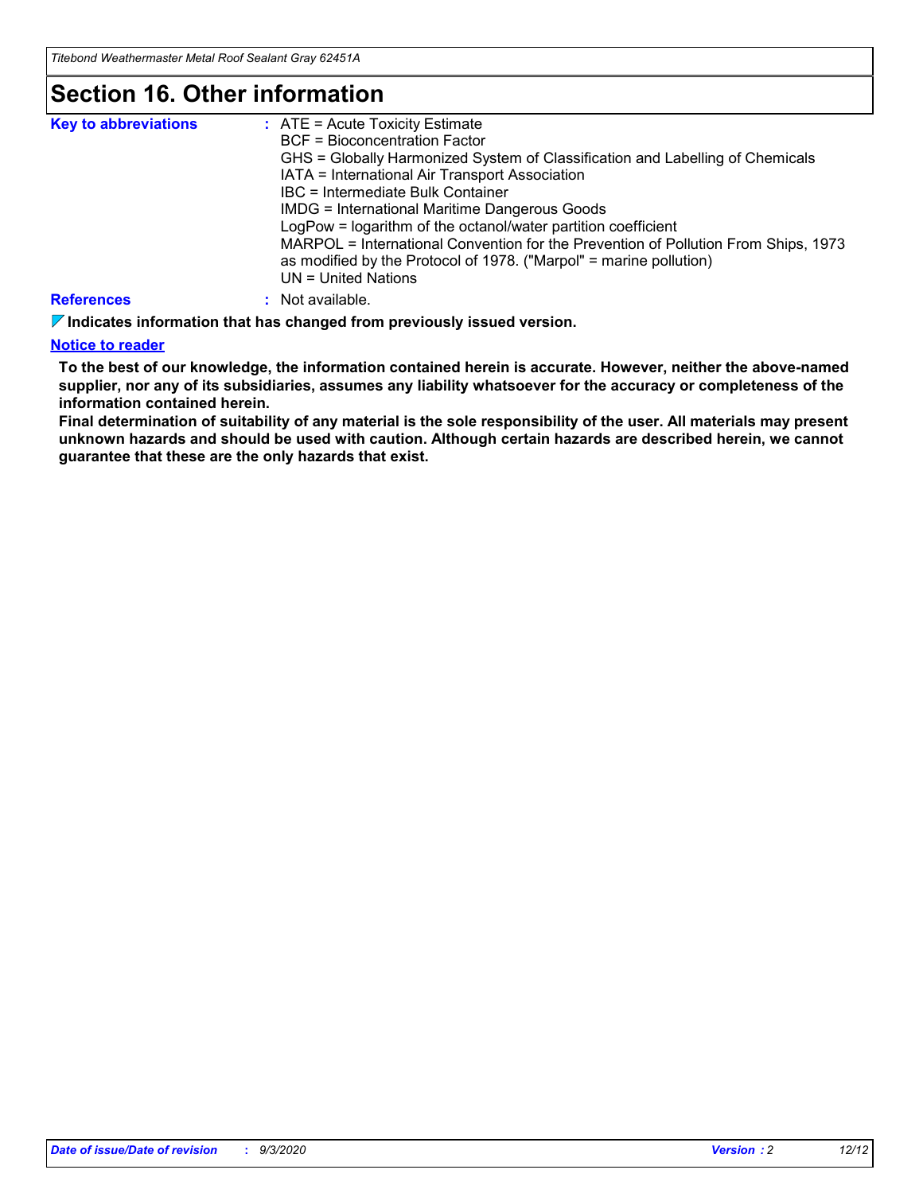# Section 16. Other information

**Key to abbreviations** : ATE = Acute Toxicity Estimate
BCF = Bioconcentration Factor
GHS = Globally Harmonized System of Classification and Labelling of Chemicals
IATA = International Air Transport Association
IBC = Intermediate Bulk Container
IMDG = International Maritime Dangerous Goods
LogPow = logarithm of the octanol/water partition coefficient
MARPOL = International Convention for the Prevention of Pollution From Ships, 1973 as modified by the Protocol of 1978. ("Marpol" = marine pollution)
UN = United Nations

**References** : Not available.

**Indicates information that has changed from previously issued version.**

**Notice to reader**

**To the best of our knowledge, the information contained herein is accurate. However, neither the above-named supplier, nor any of its subsidiaries, assumes any liability whatsoever for the accuracy or completeness of the information contained herein.**

**Final determination of suitability of any material is the sole responsibility of the user. All materials may present unknown hazards and should be used with caution. Although certain hazards are described herein, we cannot guarantee that these are the only hazards that exist.**